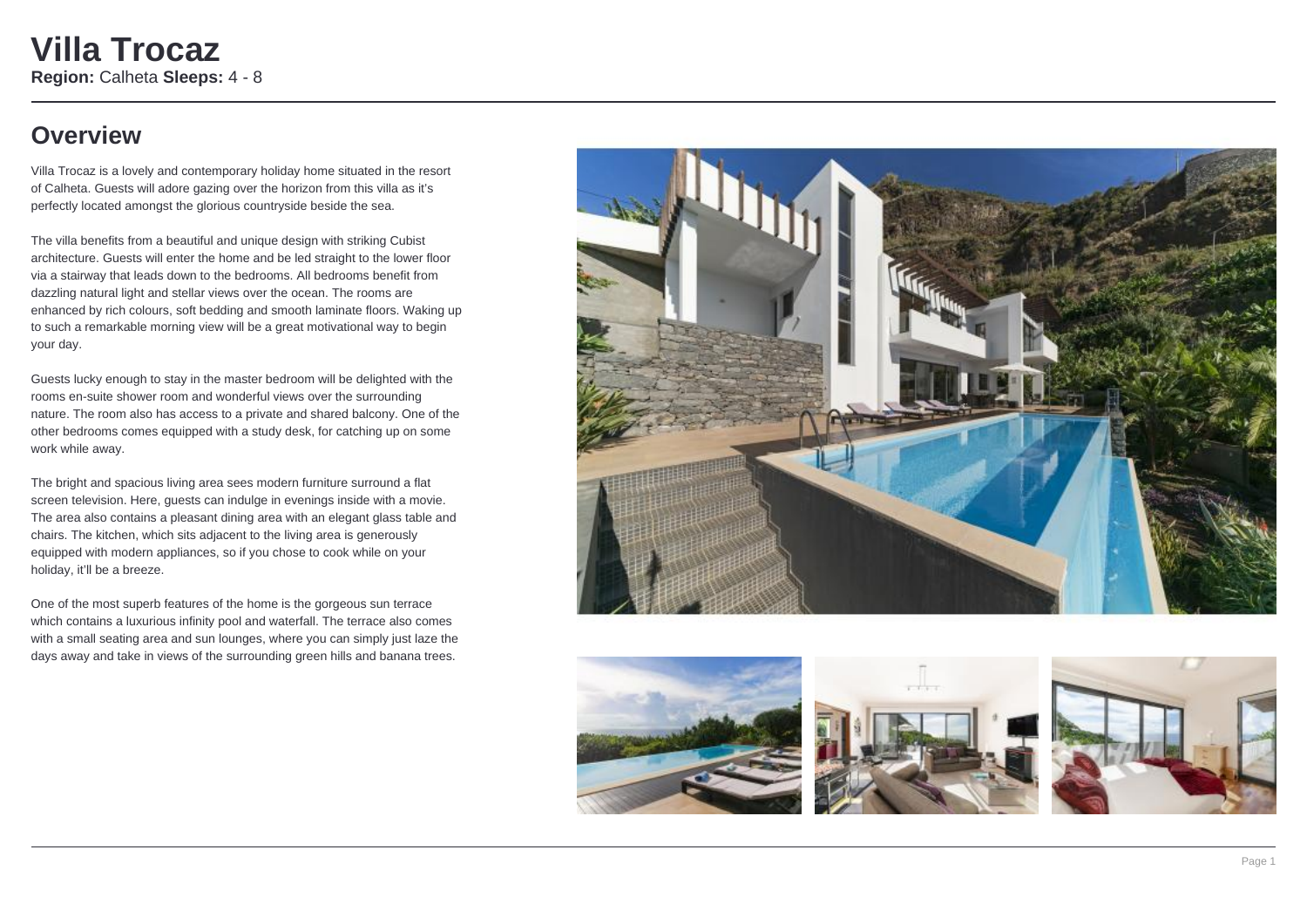# Villa Trocaz

**Region:** Calheta **Sleeps:** 4 - 8

## Overview

Villa Trocaz is a lovely and contemporary holiday home situated in the resort of Calheta. Guests will adore gazing over the horizon from this villa as it's perfectly located amongst the glorious countryside beside the sea.

The villa benefits from a beautiful and unique design with striking Cubist architecture. Guests will enter the home and be led straight to the lower floor via a stairway that leads down to the bedrooms. All bedrooms benefit from dazzling natural light and stellar views over the ocean. The rooms are enhanced by rich colours, soft bedding and smooth laminate floors. Waking up to such a remarkable morning view will be a great motivational way to begin your day.

Guests lucky enough to stay in the master bedroom will be delighted with the rooms en-suite shower room and wonderful views over the surrounding nature. The room also has access to a private and shared balcony. One of the other bedrooms comes equipped with a study desk, for catching up on some work while away.

The bright and spacious living area sees modern furniture surround a flat screen television. Here, guests can indulge in evenings inside with a movie. The area also contains a pleasant dining area with an elegant glass table and chairs. The kitchen, which sits adjacent to the living area is generously equipped with modern appliances, so if you chose to cook while on your holiday, it'll be a breeze.

One of the most superb features of the home is the gorgeous sun terrace which contains a luxurious infinity pool and waterfall. The terrace also comes with a small seating area and sun lounges, where you can simply just laze the days away and take in views of the surrounding green hills and banana trees.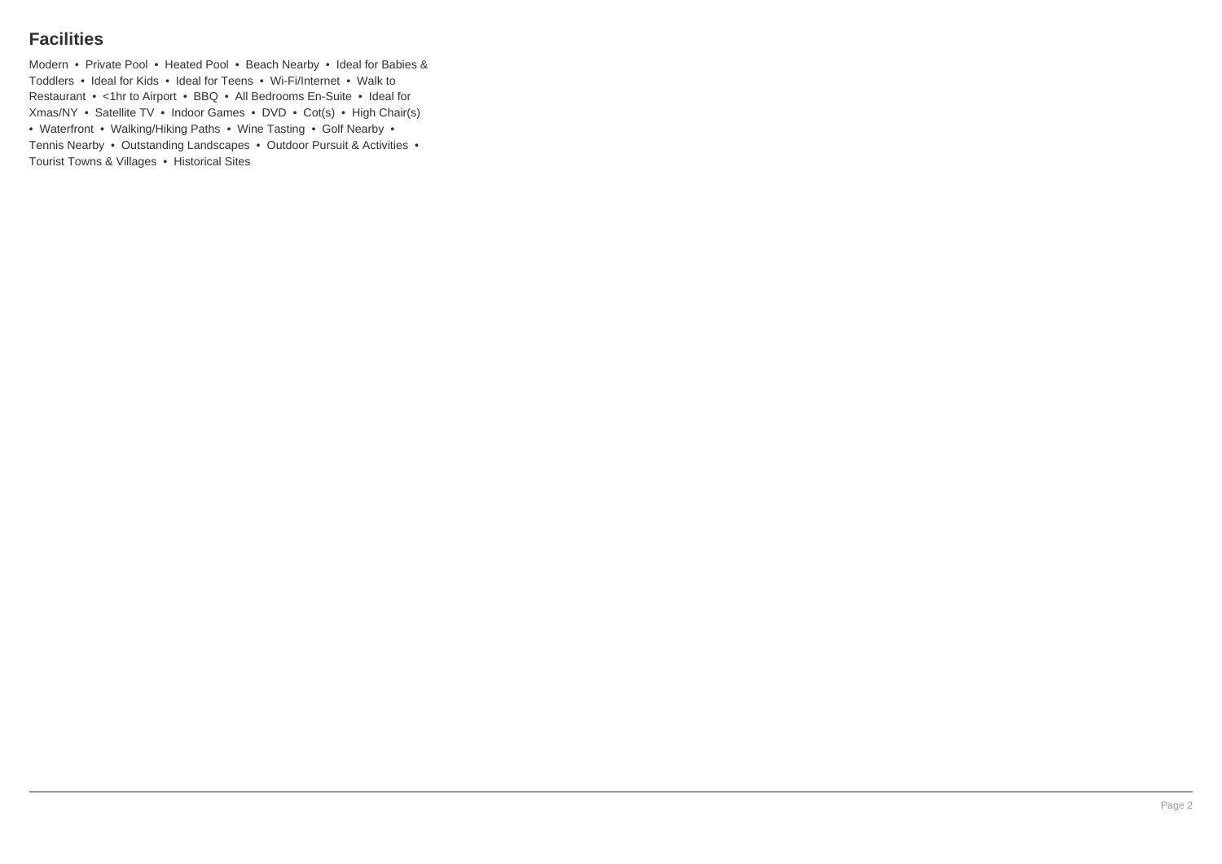## Facilities

Modern • Private Pool • Heated Pool • Beach Nearby • Ideal for Babies & Toddlers • Ideal for Kids • Ideal for Teens • Wi-Fi/Internet • Walk to Restaurant • <1hr to Airport • BBQ • All Bedrooms En-Suite • Ideal for Xmas/NY • Satellite TV • Indoor Games • DVD • Cot(s) • High Chair(s) • Waterfront • Walking/Hiking Paths • Wine Tasting • Golf Nearby • Tennis Nearby • Outstanding Landscapes • Outdoor Pursuit & Activities • Tourist Towns & Villages • Historical Sites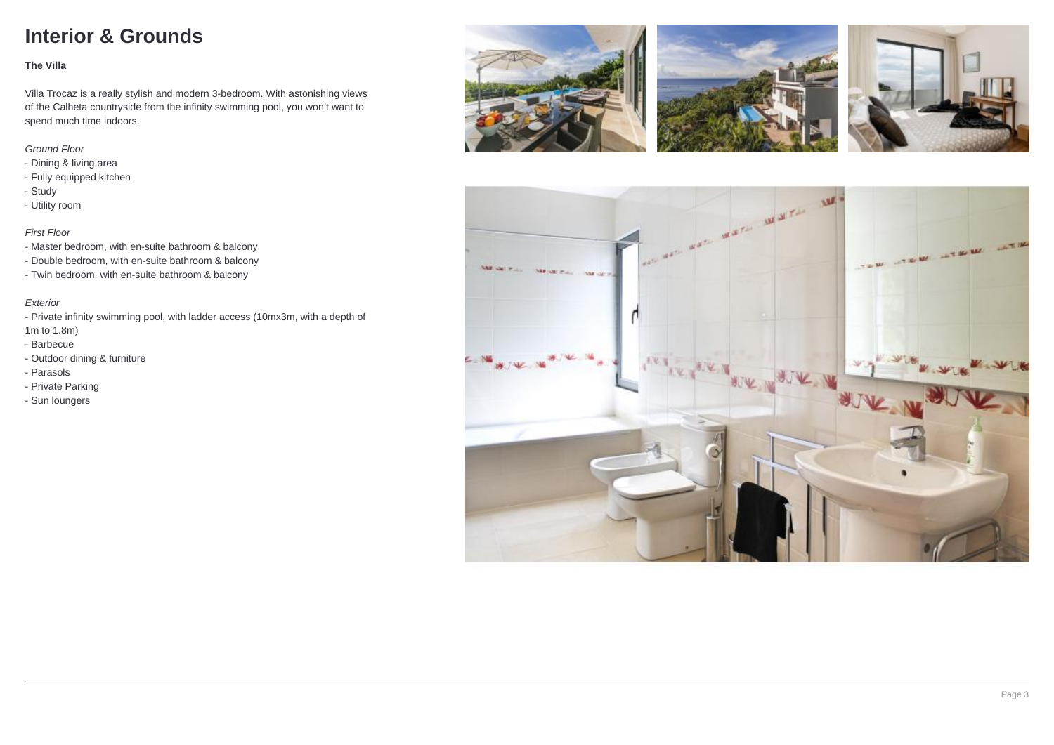# Interior & Grounds

**The Villa**

Villa Trocaz is a really stylish and modern 3-bedroom. With astonishing views of the Calheta countryside from the infinity swimming pool, you won't want to spend much time indoors.

*Ground Floor*

- Dining & living area
- Fully equipped kitchen
- Study
- Utility room

*First Floor*

- Master bedroom, with en-suite bathroom & balcony
- Double bedroom, with en-suite bathroom & balcony
- Twin bedroom, with en-suite bathroom & balcony

*Exterior*

- Private infinity swimming pool, with ladder access (10mx3m, with a depth of 1m to 1.8m)
- Barbecue
- Outdoor dining & furniture
- Parasols
- Private Parking
- Sun loungers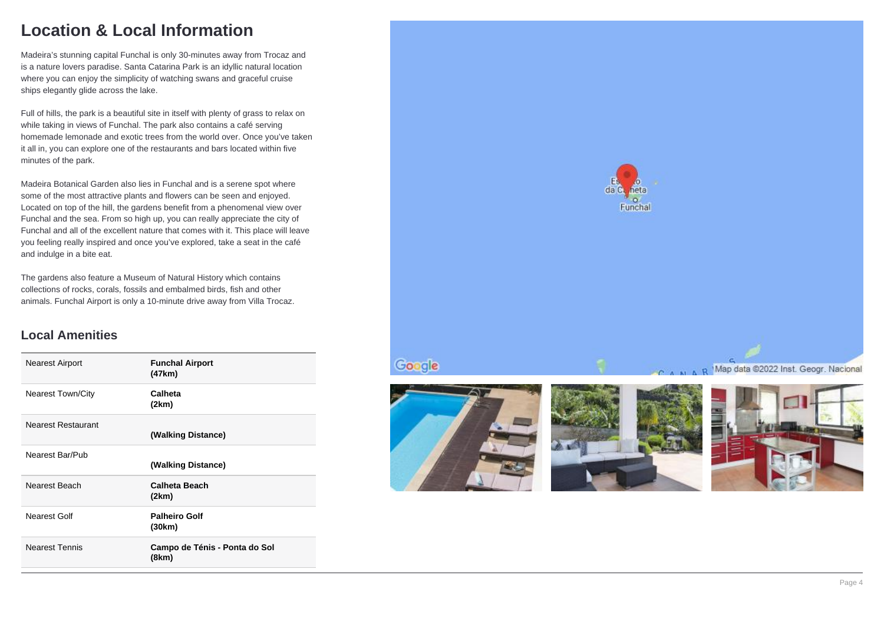# Location & Local Information

Madeira's stunning capital Funchal is only 30-minutes away from Trocaz and is a nature lovers paradise. Santa Catarina Park is an idyllic natural location where you can enjoy the simplicity of watching swans and graceful cruise ships elegantly glide across the lake.

Full of hills, the park is a beautiful site in itself with plenty of grass to relax on while taking in views of Funchal. The park also contains a café serving homemade lemonade and exotic trees from the world over. Once you've taken it all in, you can explore one of the restaurants and bars located within five minutes of the park.

Madeira Botanical Garden also lies in Funchal and is a serene spot where some of the most attractive plants and flowers can be seen and enjoyed. Located on top of the hill, the gardens benefit from a phenomenal view over Funchal and the sea. From so high up, you can really appreciate the city of Funchal and all of the excellent nature that comes with it. This place will leave you feeling really inspired and once you've explored, take a seat in the café and indulge in a bite eat.

The gardens also feature a Museum of Natural History which contains collections of rocks, corals, fossils and embalmed birds, fish and other animals. Funchal Airport is only a 10-minute drive away from Villa Trocaz.

## Local Amenities

| | |
|---|---|
| Nearest Airport | **Funchal Airport (47km)** |
| Nearest Town/City | **Calheta (2km)** |
| Nearest Restaurant | **(Walking Distance)** |
| Nearest Bar/Pub | **(Walking Distance)** |
| Nearest Beach | **Calheta Beach (2km)** |
| Nearest Golf | **Palheiro Golf (30km)** |
| Nearest Tennis | **Campo de Ténis - Ponta do Sol (8km)** |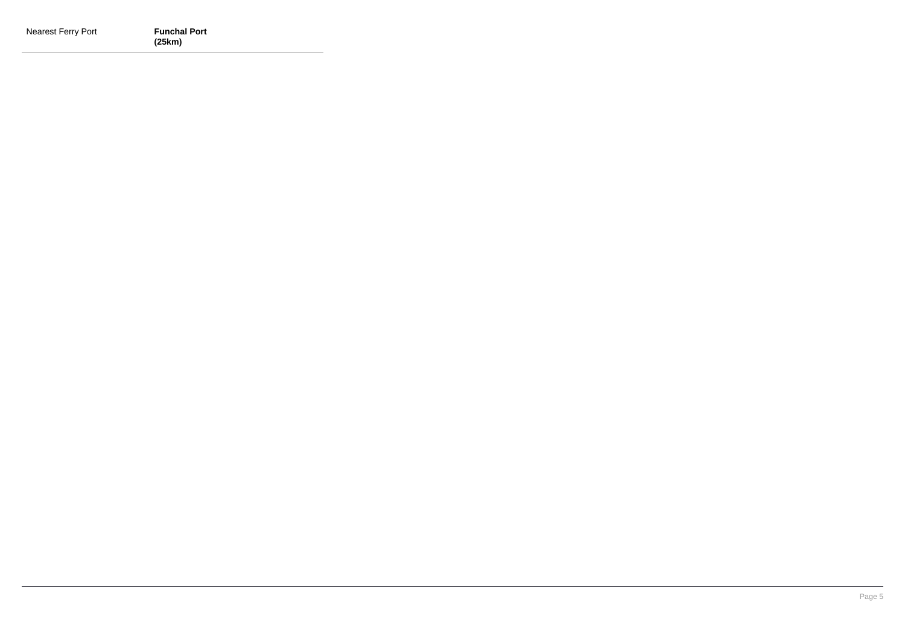| | |
|---|---|
| Nearest Ferry Port | **Funchal Port (25km)** |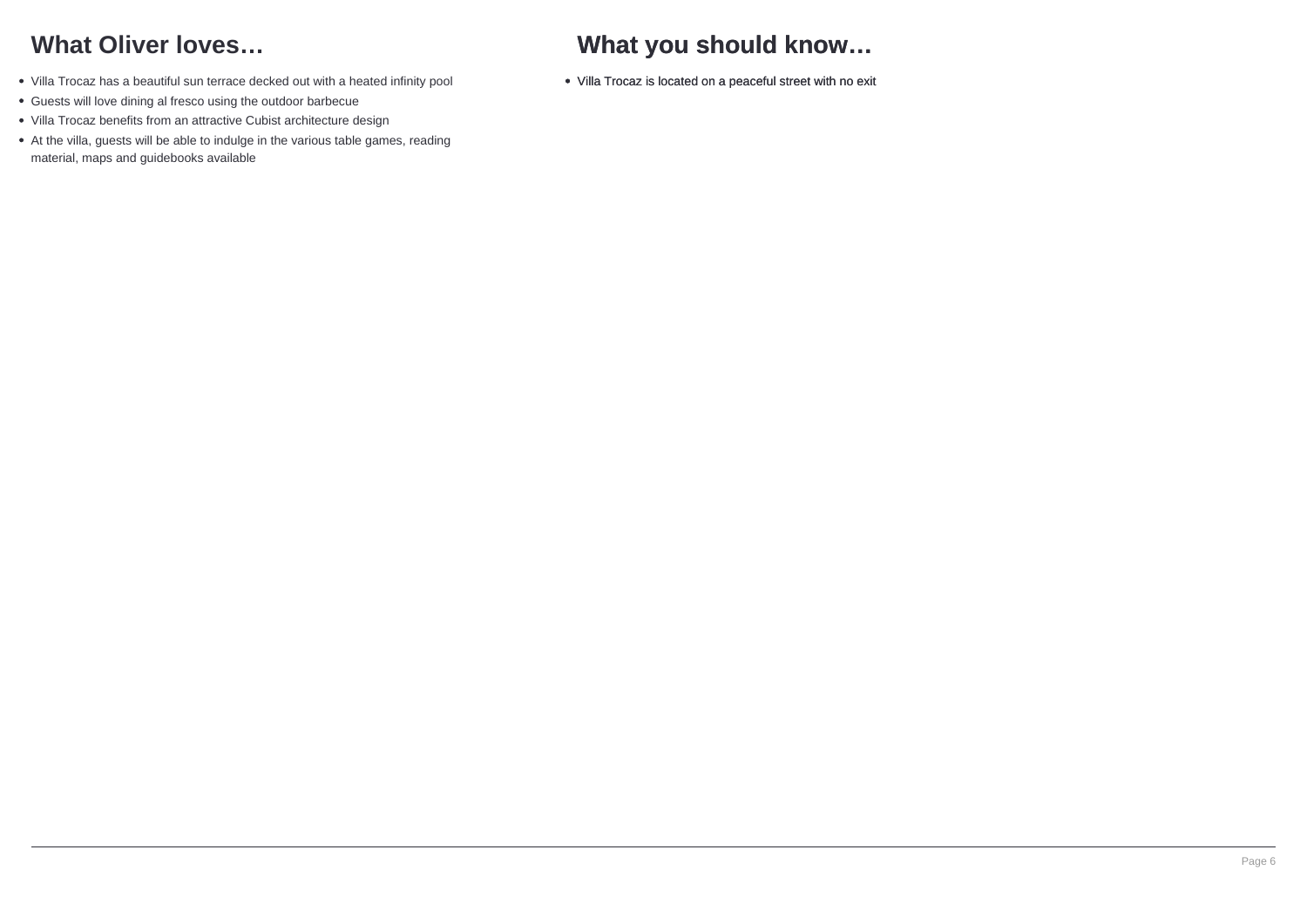## What Oliver loves…

- Villa Trocaz has a beautiful sun terrace decked out with a heated infinity pool
- Guests will love dining al fresco using the outdoor barbecue
- Villa Trocaz benefits from an attractive Cubist architecture design
- At the villa, guests will be able to indulge in the various table games, reading material, maps and guidebooks available

## What you should know…

- Villa Trocaz is located on a peaceful street with no exit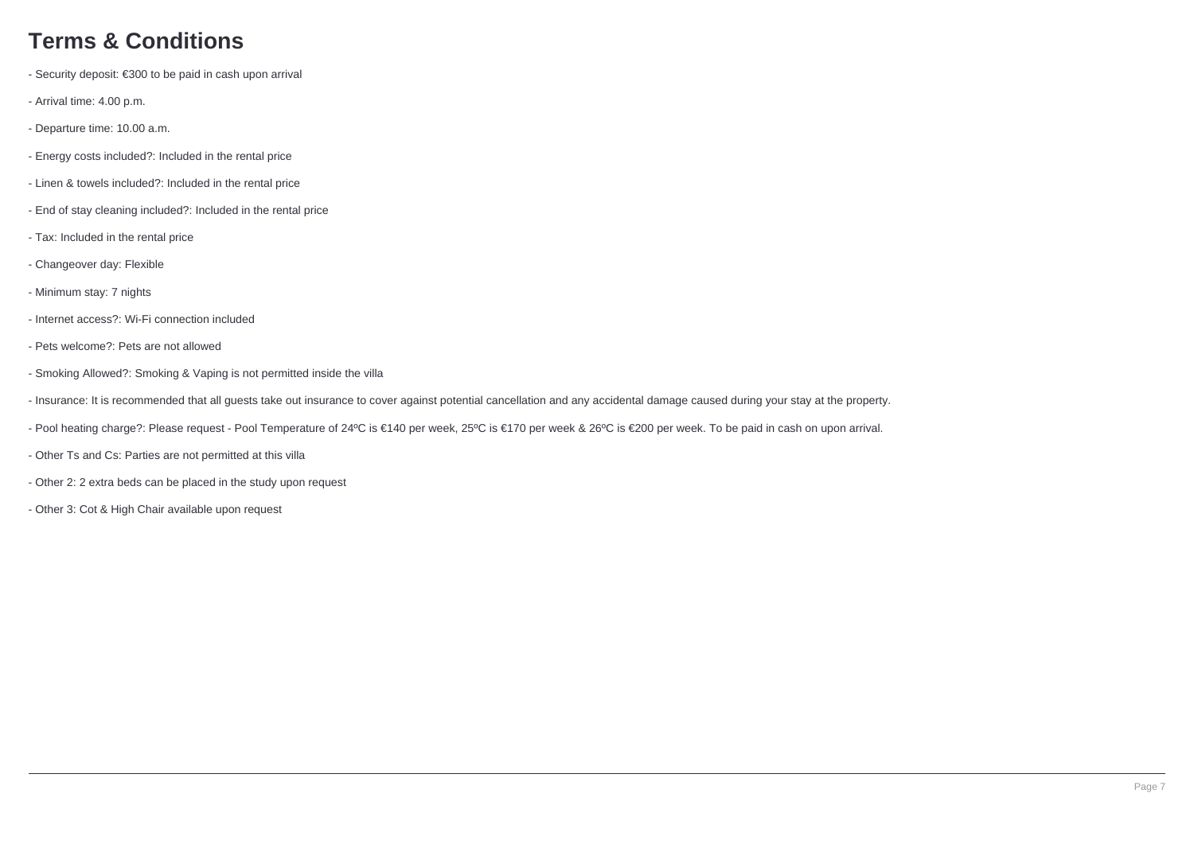# Terms & Conditions

- Security deposit: €300 to be paid in cash upon arrival
- Arrival time: 4.00 p.m.
- Departure time: 10.00 a.m.
- Energy costs included?: Included in the rental price
- Linen & towels included?: Included in the rental price
- End of stay cleaning included?: Included in the rental price
- Tax: Included in the rental price
- Changeover day: Flexible
- Minimum stay: 7 nights
- Internet access?: Wi-Fi connection included
- Pets welcome?: Pets are not allowed
- Smoking Allowed?: Smoking & Vaping is not permitted inside the villa
- Insurance: It is recommended that all guests take out insurance to cover against potential cancellation and any accidental damage caused during your stay at the property.
- Pool heating charge?: Please request - Pool Temperature of 24ºC is €140 per week, 25ºC is €170 per week & 26ºC is €200 per week. To be paid in cash on upon arrival.
- Other Ts and Cs: Parties are not permitted at this villa
- Other 2: 2 extra beds can be placed in the study upon request
- Other 3: Cot & High Chair available upon request